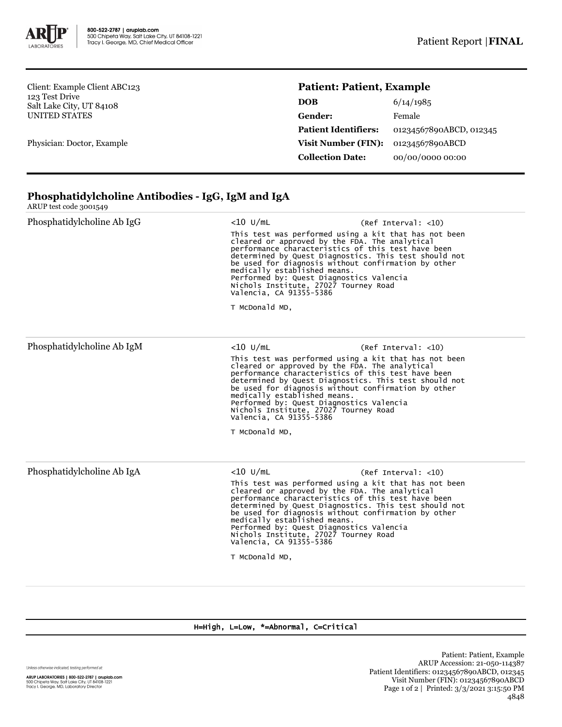Patient Report |**FINAL**

Client: Example Client ABC123
123 Test Drive
Salt Lake City, UT 84108
UNITED STATES

Physician: Doctor, Example

## Patient: Patient, Example

| | |
|---|---|
| **DOB** | 6/14/1985 |
| **Gender:** | Female |
| **Patient Identifiers:** | 01234567890ABCD, 012345 |
| **Visit Number (FIN):** | 01234567890ABCD |
| **Collection Date:** | 00/00/0000 00:00 |

## Phosphatidylcholine Antibodies - IgG, IgM and IgA

ARUP test code 3001549

**Phosphatidylcholine Ab IgG**

<10 U/mL (Ref Interval: <10)

This test was performed using a kit that has not been cleared or approved by the FDA. The analytical performance characteristics of this test have been determined by Quest Diagnostics. This test should not be used for diagnosis without confirmation by other medically established means.
Performed by: Quest Diagnostics Valencia
Nichols Institute, 27027 Tourney Road
Valencia, CA 91355-5386

T McDonald MD,

**Phosphatidylcholine Ab IgM**

<10 U/mL (Ref Interval: <10)

This test was performed using a kit that has not been cleared or approved by the FDA. The analytical performance characteristics of this test have been determined by Quest Diagnostics. This test should not be used for diagnosis without confirmation by other medically established means.
Performed by: Quest Diagnostics Valencia
Nichols Institute, 27027 Tourney Road
Valencia, CA 91355-5386

T McDonald MD,

**Phosphatidylcholine Ab IgA**

<10 U/mL (Ref Interval: <10)

This test was performed using a kit that has not been cleared or approved by the FDA. The analytical performance characteristics of this test have been determined by Quest Diagnostics. This test should not be used for diagnosis without confirmation by other medically established means.
Performed by: Quest Diagnostics Valencia
Nichols Institute, 27027 Tourney Road
Valencia, CA 91355-5386

T McDonald MD,

H=High, L=Low, *=Abnormal, C=Critical

Unless otherwise indicated, testing performed at:

**ARUP LABORATORIES | 800-522-2787 | aruplab.com**
500 Chipeta Way, Salt Lake City, UT 84108-1221
Tracy I. George, MD, Laboratory Director

Patient: Patient, Example
ARUP Accession: 21-050-114387
Patient Identifiers: 01234567890ABCD, 012345
Visit Number (FIN): 01234567890ABCD
Printed: 3/3/2021 3:15:50 PM
4848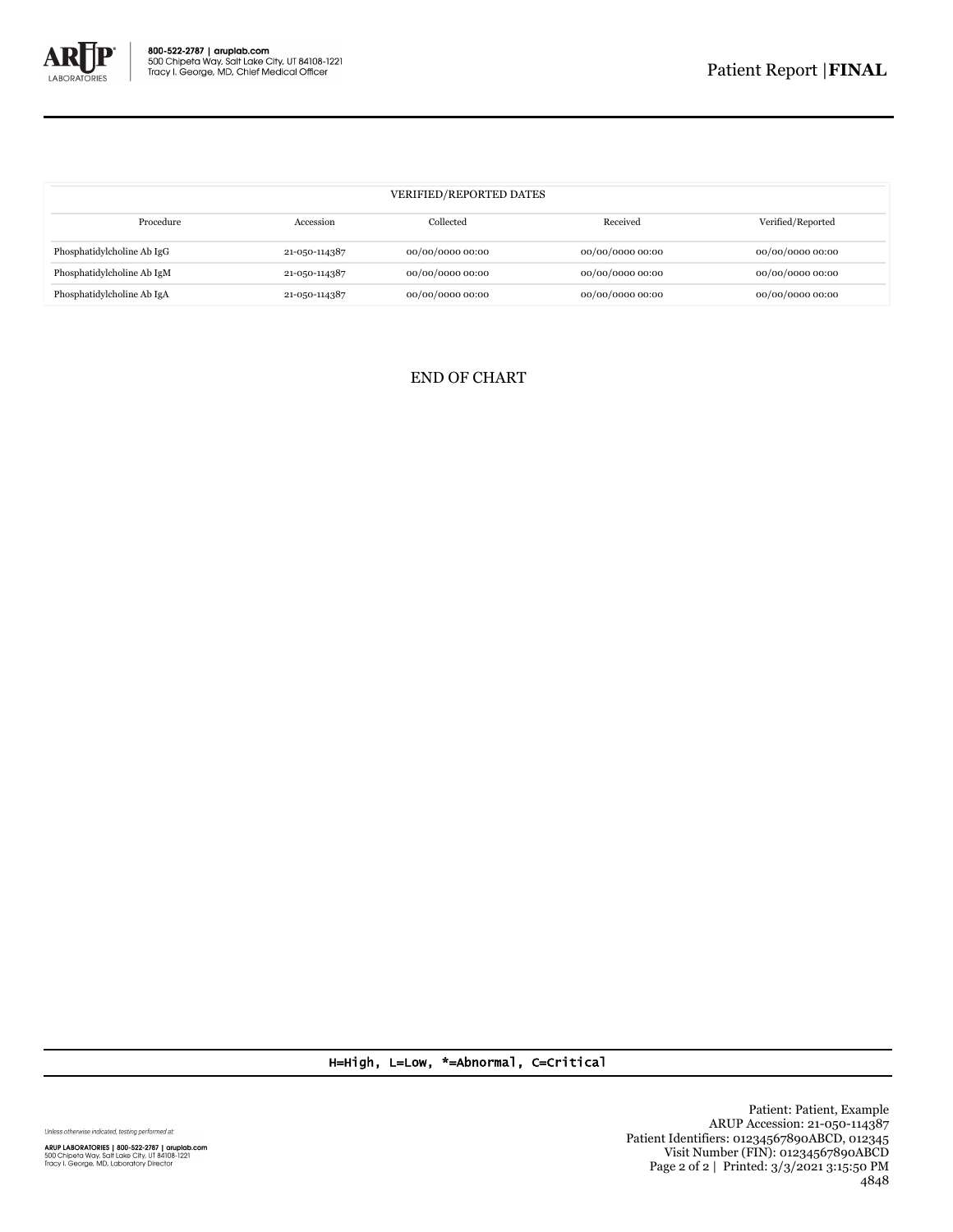| VERIFIED/REPORTED DATES | | | | |
|---|---|---|---|---|
| Procedure | Accession | Collected | Received | Verified/Reported |
| Phosphatidylcholine Ab IgG | 21-050-114387 | 00/00/0000 00:00 | 00/00/0000 00:00 | 00/00/0000 00:00 |
| Phosphatidylcholine Ab IgM | 21-050-114387 | 00/00/0000 00:00 | 00/00/0000 00:00 | 00/00/0000 00:00 |
| Phosphatidylcholine Ab IgA | 21-050-114387 | 00/00/0000 00:00 | 00/00/0000 00:00 | 00/00/0000 00:00 |

END OF CHART

H=High, L=Low, *=Abnormal, C=Critical

Unless otherwise indicated, testing performed at:

**ARUP LABORATORIES | 800-522-2787 | aruplab.com**
500 Chipeta Way, Salt Lake City, UT 84108-1221
Tracy I. George, MD, Laboratory Director

Patient: Patient, Example
ARUP Accession: 21-050-114387
Patient Identifiers: 01234567890ABCD, 012345
Visit Number (FIN): 01234567890ABCD
Printed: 3/3/2021 3:15:50 PM
4848